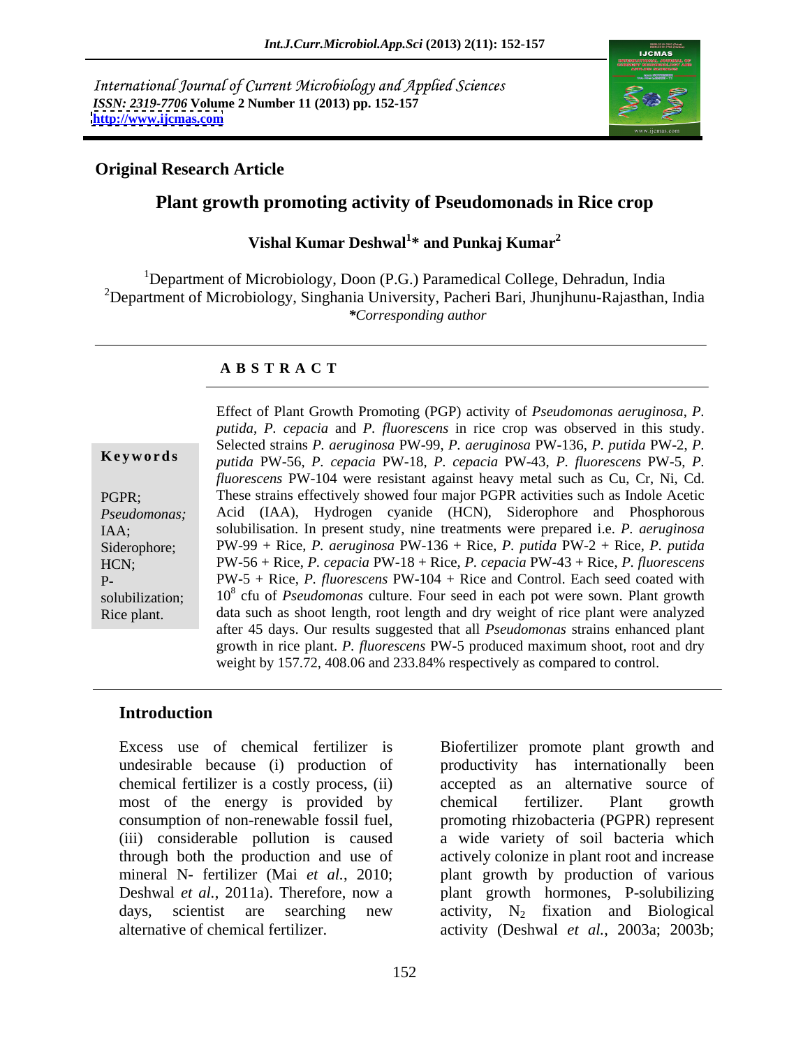International Journal of Current Microbiology and Applied Sciences
*ISSN: 2319-7706* **Volume 2 Number 11 (2013) pp. 152-157**
**http://www.ijcmas.com**

**Original Research Article**

# Plant growth promoting activity of Pseudomonads in Rice crop

**Vishal Kumar Deshwal[1]* and Punkaj Kumar[2]**

[1]Department of Microbiology, Doon (P.G.) Paramedical College, Dehradun, India
[2]Department of Microbiology, Singhania University, Pacheri Bari, Jhunjhunu-Rajasthan, India
*\*Corresponding author*

## A B S T R A C T

**Keywords**

PGPR; *Pseudomonas;* IAA; Siderophore; HCN; P-solubilization; Rice plant.

Effect of Plant Growth Promoting (PGP) activity of *Pseudomonas aeruginosa*, *P. putida*, *P. cepacia* and *P. fluorescens* in rice crop was observed in this study. Selected strains *P. aeruginosa* PW-99, *P. aeruginosa* PW-136, *P. putida* PW-2, *P. putida* PW-56, *P. cepacia* PW-18, *P. cepacia* PW-43, *P. fluorescens* PW-5, *P. fluorescens* PW-104 were resistant against heavy metal such as Cu, Cr, Ni, Cd. These strains effectively showed four major PGPR activities such as Indole Acetic Acid (IAA), Hydrogen cyanide (HCN), Siderophore and Phosphorous solubilisation. In present study, nine treatments were prepared i.e. *P. aeruginosa* PW-99 + Rice, *P. aeruginosa* PW-136 + Rice, *P. putida* PW-2 + Rice, *P. putida* PW-56 + Rice, *P. cepacia* PW-18 + Rice, *P. cepacia* PW-43 + Rice, *P. fluorescens* PW-5 + Rice, *P. fluorescens* PW-104 + Rice and Control. Each seed coated with $10^8$ cfu of *Pseudomonas* culture. Four seed in each pot were sown. Plant growth data such as shoot length, root length and dry weight of rice plant were analyzed after 45 days. Our results suggested that all *Pseudomonas* strains enhanced plant growth in rice plant. *P. fluorescens* PW-5 produced maximum shoot, root and dry weight by 157.72, 408.06 and 233.84% respectively as compared to control.

## Introduction

Excess use of chemical fertilizer is undesirable because (i) production of chemical fertilizer is a costly process, (ii) most of the energy is provided by consumption of non-renewable fossil fuel, (iii) considerable pollution is caused through both the production and use of mineral N- fertilizer (Mai *et al.*, 2010; Deshwal *et al.*, 2011a). Therefore, now a days, scientist are searching new alternative of chemical fertilizer.

Biofertilizer promote plant growth and productivity has internationally been accepted as an alternative source of chemical fertilizer. Plant growth promoting rhizobacteria (PGPR) represent a wide variety of soil bacteria which actively colonize in plant root and increase plant growth by production of various plant growth hormones, P-solubilizing activity, $N_2$ fixation and Biological activity (Deshwal *et al.*, 2003a; 2003b;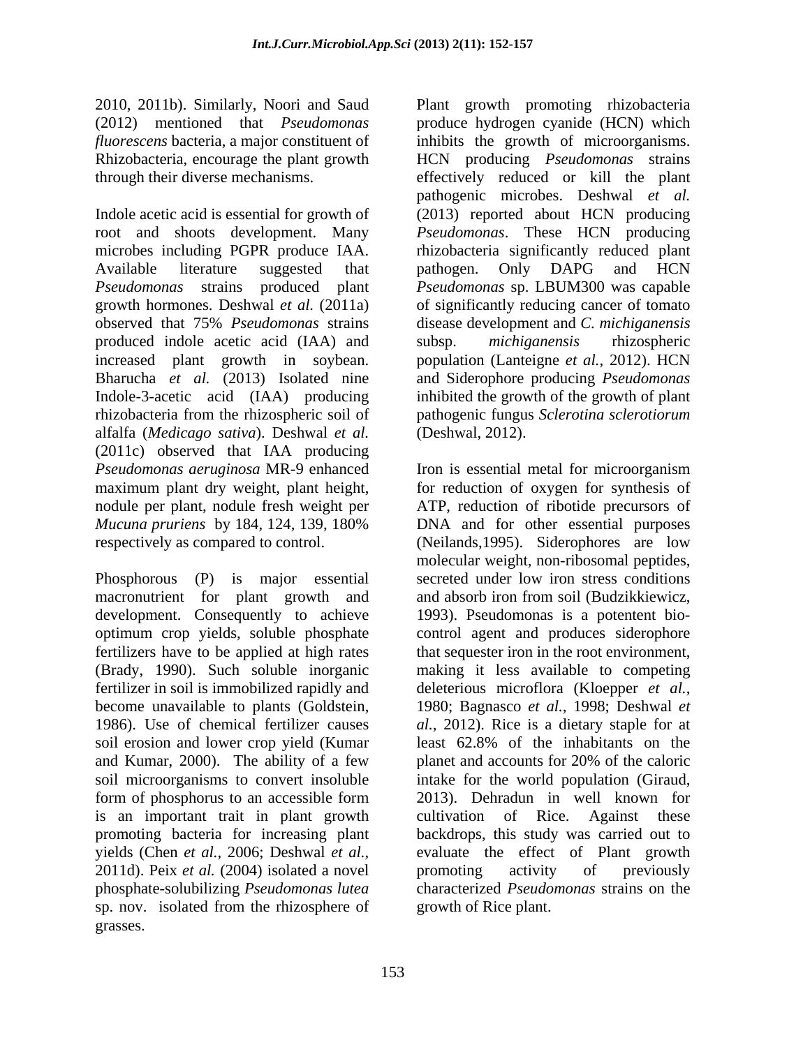2010, 2011b). Similarly, Noori and Saud (2012) mentioned that *Pseudomonas fluorescens* bacteria, a major constituent of Rhizobacteria, encourage the plant growth through their diverse mechanisms.

Indole acetic acid is essential for growth of root and shoots development. Many microbes including PGPR produce IAA. Available literature suggested that *Pseudomonas* strains produced plant growth hormones. Deshwal *et al.* (2011a) observed that 75% *Pseudomonas* strains produced indole acetic acid (IAA) and increased plant growth in soybean. Bharucha *et al.* (2013) Isolated nine Indole-3-acetic acid (IAA) producing rhizobacteria from the rhizospheric soil of alfalfa (*Medicago sativa*). Deshwal *et al.* (2011c) observed that IAA producing *Pseudomonas aeruginosa* MR-9 enhanced maximum plant dry weight, plant height, nodule per plant, nodule fresh weight per *Mucuna pruriens* by 184, 124, 139, 180% respectively as compared to control.

Phosphorous (P) is major essential macronutrient for plant growth and development. Consequently to achieve optimum crop yields, soluble phosphate fertilizers have to be applied at high rates (Brady, 1990). Such soluble inorganic fertilizer in soil is immobilized rapidly and become unavailable to plants (Goldstein, 1986). Use of chemical fertilizer causes soil erosion and lower crop yield (Kumar and Kumar, 2000). The ability of a few soil microorganisms to convert insoluble form of phosphorus to an accessible form is an important trait in plant growth promoting bacteria for increasing plant yields (Chen *et al.*, 2006; Deshwal *et al.*, 2011d). Peix *et al.* (2004) isolated a novel phosphate-solubilizing *Pseudomonas lutea* sp. nov. isolated from the rhizosphere of grasses.

Plant growth promoting rhizobacteria produce hydrogen cyanide (HCN) which inhibits the growth of microorganisms. HCN producing *Pseudomonas* strains effectively reduced or kill the plant pathogenic microbes. Deshwal *et al.* (2013) reported about HCN producing *Pseudomonas*. These HCN producing rhizobacteria significantly reduced plant pathogen. Only DAPG and HCN *Pseudomonas* sp. LBUM300 was capable of significantly reducing cancer of tomato disease development and *C. michiganensis* subsp. *michiganensis* rhizospheric population (Lanteigne *et al.*, 2012). HCN and Siderophore producing *Pseudomonas* inhibited the growth of the growth of plant pathogenic fungus *Sclerotina sclerotiorum* (Deshwal, 2012).

Iron is essential metal for microorganism for reduction of oxygen for synthesis of ATP, reduction of ribotide precursors of DNA and for other essential purposes (Neilands,1995). Siderophores are low molecular weight, non-ribosomal peptides, secreted under low iron stress conditions and absorb iron from soil (Budzikkiewicz, 1993). Pseudomonas is a potentent bio-control agent and produces siderophore that sequester iron in the root environment, making it less available to competing deleterious microflora (Kloepper *et al.*, 1980; Bagnasco *et al.*, 1998; Deshwal *et al.*, 2012). Rice is a dietary staple for at least 62.8% of the inhabitants on the planet and accounts for 20% of the caloric intake for the world population (Giraud, 2013). Dehradun in well known for cultivation of Rice. Against these backdrops, this study was carried out to evaluate the effect of Plant growth promoting activity of previously characterized *Pseudomonas* strains on the growth of Rice plant.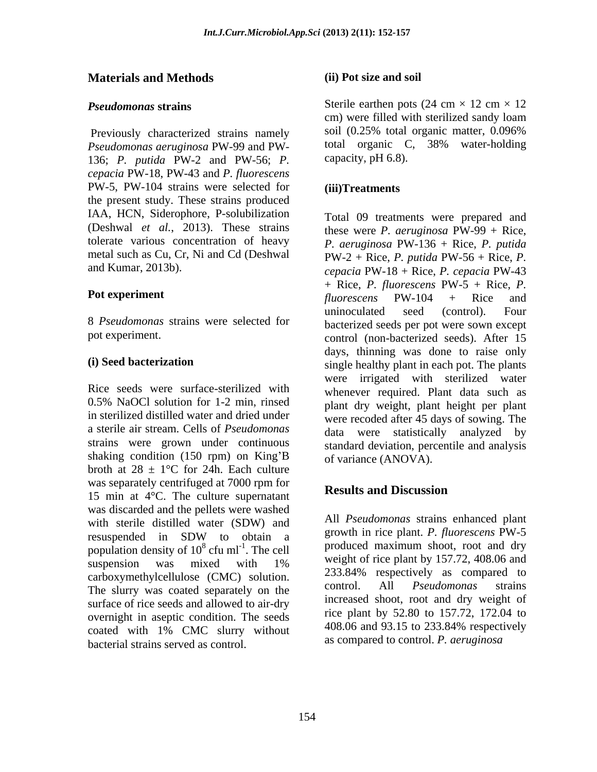## Materials and Methods

### *Pseudomonas* strains

Previously characterized strains namely *Pseudomonas aeruginosa* PW-99 and PW-136; *P. putida* PW-2 and PW-56; *P. cepacia* PW-18, PW-43 and *P. fluorescens* PW-5, PW-104 strains were selected for the present study. These strains produced IAA, HCN, Siderophore, P-solubilization (Deshwal *et al.*, 2013). These strains tolerate various concentration of heavy metal such as Cu, Cr, Ni and Cd (Deshwal and Kumar, 2013b).

### Pot experiment

8 *Pseudomonas* strains were selected for pot experiment.

#### (i) Seed bacterization

Rice seeds were surface-sterilized with 0.5% NaOCl solution for 1-2 min, rinsed in sterilized distilled water and dried under a sterile air stream. Cells of *Pseudomonas* strains were grown under continuous shaking condition (150 rpm) on King'B broth at 28 ± 1°C for 24h. Each culture was separately centrifuged at 7000 rpm for 15 min at 4°C. The culture supernatant was discarded and the pellets were washed with sterile distilled water (SDW) and resuspended in SDW to obtain a population density of $10^8$ cfu $ml^{-1}$. The cell suspension was mixed with 1% carboxymethylcellulose (CMC) solution. The slurry was coated separately on the surface of rice seeds and allowed to air-dry overnight in aseptic condition. The seeds coated with 1% CMC slurry without bacterial strains served as control.

#### (ii) Pot size and soil

Sterile earthen pots (24 cm × 12 cm × 12 cm) were filled with sterilized sandy loam soil (0.25% total organic matter, 0.096% total organic C, 38% water-holding capacity, pH 6.8).

#### (iii)Treatments

Total 09 treatments were prepared and these were *P. aeruginosa* PW-99 + Rice, *P. aeruginosa* PW-136 + Rice, *P. putida* PW-2 + Rice, *P. putida* PW-56 + Rice, *P. cepacia* PW-18 + Rice, *P. cepacia* PW-43 + Rice, *P. fluorescens* PW-5 + Rice, *P. fluorescens* PW-104 + Rice and uninoculated seed (control). Four bacterized seeds per pot were sown except control (non-bacterized seeds). After 15 days, thinning was done to raise only single healthy plant in each pot. The plants were irrigated with sterilized water whenever required. Plant data such as plant dry weight, plant height per plant were recoded after 45 days of sowing. The data were statistically analyzed by standard deviation, percentile and analysis of variance (ANOVA).

## Results and Discussion

All *Pseudomonas* strains enhanced plant growth in rice plant. *P. fluorescens* PW-5 produced maximum shoot, root and dry weight of rice plant by 157.72, 408.06 and 233.84% respectively as compared to control. All *Pseudomonas* strains increased shoot, root and dry weight of rice plant by 52.80 to 157.72, 172.04 to 408.06 and 93.15 to 233.84% respectively as compared to control. *P. aeruginosa*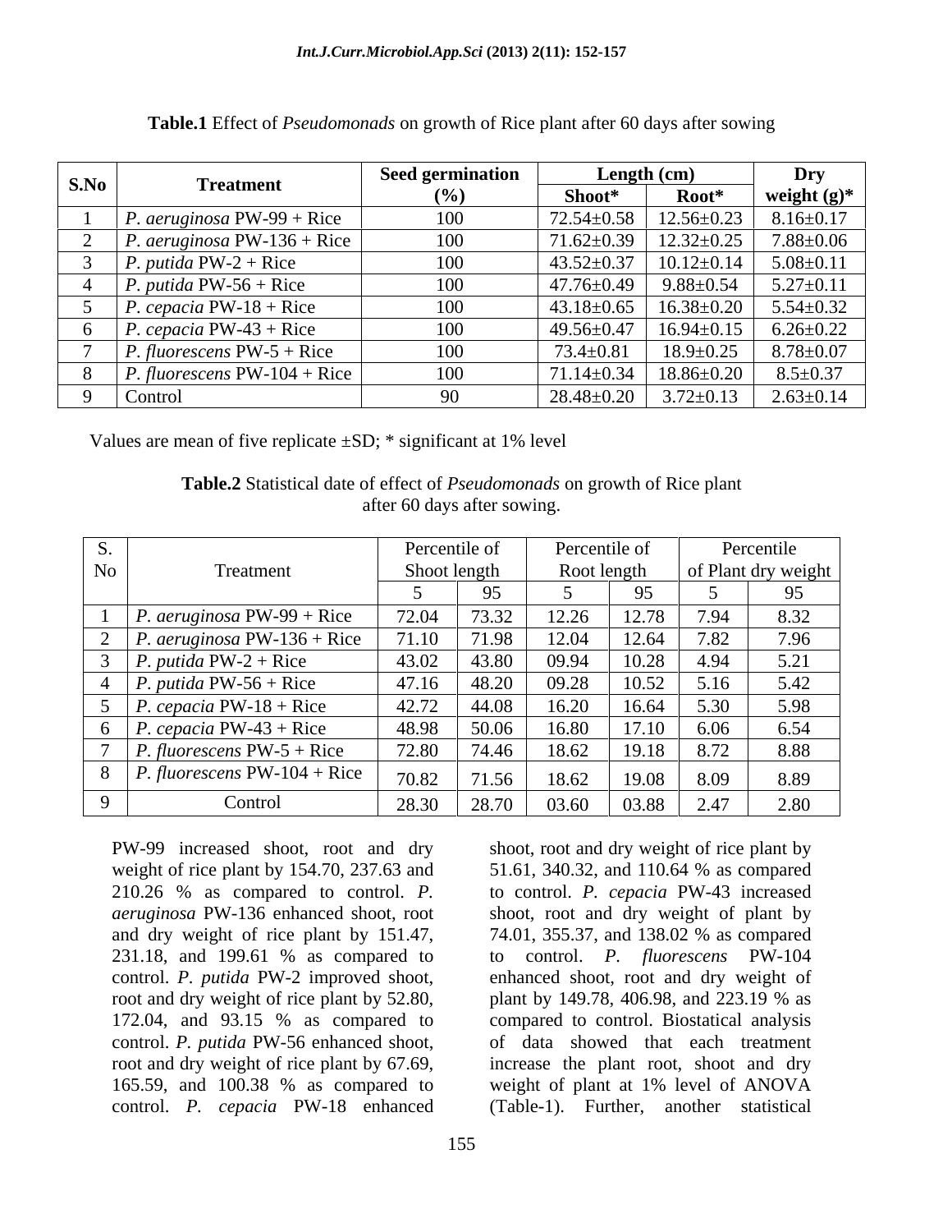**Table.1** Effect of *Pseudomonads* on growth of Rice plant after 60 days after sowing

| S.No | Treatment | Seed germination (%) | Length (cm) | | Dry weight (g)* |
|---|---|---|---|---|---|
| | | | Shoot* | Root* | |
| 1 | *P. aeruginosa* PW-99 + Rice | 100 | 72.54±0.58 | 12.56±0.23 | 8.16±0.17 |
| 2 | *P. aeruginosa* PW-136 + Rice | 100 | 71.62±0.39 | 12.32±0.25 | 7.88±0.06 |
| 3 | *P. putida* PW-2 + Rice | 100 | 43.52±0.37 | 10.12±0.14 | 5.08±0.11 |
| 4 | *P. putida* PW-56 + Rice | 100 | 47.76±0.49 | 9.88±0.54 | 5.27±0.11 |
| 5 | *P. cepacia* PW-18 + Rice | 100 | 43.18±0.65 | 16.38±0.20 | 5.54±0.32 |
| 6 | *P. cepacia* PW-43 + Rice | 100 | 49.56±0.47 | 16.94±0.15 | 6.26±0.22 |
| 7 | *P. fluorescens* PW-5 + Rice | 100 | 73.4±0.81 | 18.9±0.25 | 8.78±0.07 |
| 8 | *P. fluorescens* PW-104 + Rice | 100 | 71.14±0.34 | 18.86±0.20 | 8.5±0.37 |
| 9 | Control | 90 | 28.48±0.20 | 3.72±0.13 | 2.63±0.14 |

Values are mean of five replicate ±SD; * significant at 1% level

**Table.2** Statistical date of effect of *Pseudomonads* on growth of Rice plant after 60 days after sowing.

| S. No | Treatment | Percentile of Shoot length | | Percentile of Root length | | Percentile of Plant dry weight | |
|---|---|---|---|---|---|---|---|
| | | 5 | 95 | 5 | 95 | 5 | 95 |
| 1 | *P. aeruginosa* PW-99 + Rice | 72.04 | 73.32 | 12.26 | 12.78 | 7.94 | 8.32 |
| 2 | *P. aeruginosa* PW-136 + Rice | 71.10 | 71.98 | 12.04 | 12.64 | 7.82 | 7.96 |
| 3 | *P. putida* PW-2 + Rice | 43.02 | 43.80 | 09.94 | 10.28 | 4.94 | 5.21 |
| 4 | *P. putida* PW-56 + Rice | 47.16 | 48.20 | 09.28 | 10.52 | 5.16 | 5.42 |
| 5 | *P. cepacia* PW-18 + Rice | 42.72 | 44.08 | 16.20 | 16.64 | 5.30 | 5.98 |
| 6 | *P. cepacia* PW-43 + Rice | 48.98 | 50.06 | 16.80 | 17.10 | 6.06 | 6.54 |
| 7 | *P. fluorescens* PW-5 + Rice | 72.80 | 74.46 | 18.62 | 19.18 | 8.72 | 8.88 |
| 8 | *P. fluorescens* PW-104 + Rice | 70.82 | 71.56 | 18.62 | 19.08 | 8.09 | 8.89 |
| 9 | Control | 28.30 | 28.70 | 03.60 | 03.88 | 2.47 | 2.80 |

PW-99 increased shoot, root and dry weight of rice plant by 154.70, 237.63 and 210.26 % as compared to control. *P. aeruginosa* PW-136 enhanced shoot, root and dry weight of rice plant by 151.47, 231.18, and 199.61 % as compared to control. *P. putida* PW-2 improved shoot, root and dry weight of rice plant by 52.80, 172.04, and 93.15 % as compared to control. *P. putida* PW-56 enhanced shoot, root and dry weight of rice plant by 67.69, 165.59, and 100.38 % as compared to control. *P. cepacia* PW-18 enhanced shoot, root and dry weight of rice plant by 51.61, 340.32, and 110.64 % as compared to control. *P. cepacia* PW-43 increased shoot, root and dry weight of plant by 74.01, 355.37, and 138.02 % as compared to control. *P. fluorescens* PW-104 enhanced shoot, root and dry weight of plant by 149.78, 406.98, and 223.19 % as compared to control. Biostatical analysis of data showed that each treatment increase the plant root, shoot and dry weight of plant at 1% level of ANOVA (Table-1). Further, another statistical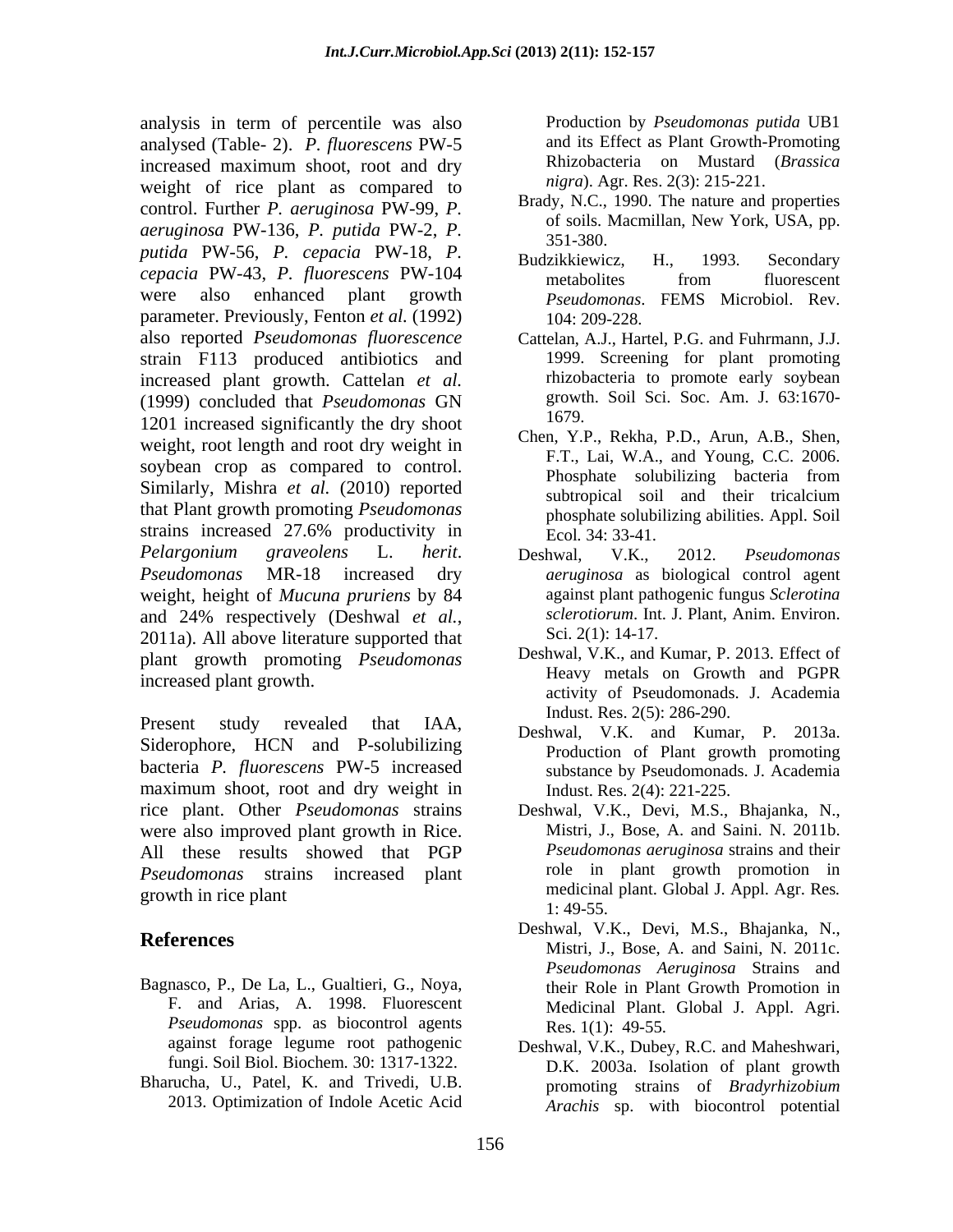analysis in term of percentile was also analysed (Table- 2). *P. fluorescens* PW-5 increased maximum shoot, root and dry weight of rice plant as compared to control. Further *P. aeruginosa* PW-99, *P. aeruginosa* PW-136, *P. putida* PW-2, *P. putida* PW-56, *P. cepacia* PW-18, *P. cepacia* PW-43, *P. fluorescens* PW-104 were also enhanced plant growth parameter. Previously, Fenton *et al.* (1992) also reported *Pseudomonas fluorescence* strain F113 produced antibiotics and increased plant growth. Cattelan *et al.* (1999) concluded that *Pseudomonas* GN 1201 increased significantly the dry shoot weight, root length and root dry weight in soybean crop as compared to control. Similarly, Mishra *et al.* (2010) reported that Plant growth promoting *Pseudomonas* strains increased 27.6% productivity in *Pelargonium graveolens* L. *herit*. *Pseudomonas* MR-18 increased dry weight, height of *Mucuna pruriens* by 84 and 24% respectively (Deshwal *et al.*, 2011a). All above literature supported that plant growth promoting *Pseudomonas* increased plant growth.

Present study revealed that IAA, Siderophore, HCN and P-solubilizing bacteria *P. fluorescens* PW-5 increased maximum shoot, root and dry weight in rice plant. Other *Pseudomonas* strains were also improved plant growth in Rice. All these results showed that PGP *Pseudomonas* strains increased plant growth in rice plant

## References

Bagnasco, P., De La, L., Gualtieri, G., Noya, F. and Arias, A. 1998. Fluorescent *Pseudomonas* spp. as biocontrol agents against forage legume root pathogenic fungi. Soil Biol. Biochem. 30: 1317-1322.

Bharucha, U., Patel, K. and Trivedi, U.B. 2013. Optimization of Indole Acetic Acid Production by *Pseudomonas putida* UB1 and its Effect as Plant Growth-Promoting Rhizobacteria on Mustard (*Brassica nigra*). Agr. Res. 2(3): 215-221.

Brady, N.C., 1990. The nature and properties of soils. Macmillan, New York, USA, pp. 351-380.

Budzikkiewicz, H., 1993. Secondary metabolites from fluorescent *Pseudomonas*. FEMS Microbiol. Rev. 104: 209-228.

Cattelan, A.J., Hartel, P.G. and Fuhrmann, J.J. 1999. Screening for plant promoting rhizobacteria to promote early soybean growth. Soil Sci. Soc. Am. J. 63:1670-1679.

Chen, Y.P., Rekha, P.D., Arun, A.B., Shen, F.T., Lai, W.A., and Young, C.C. 2006. Phosphate solubilizing bacteria from subtropical soil and their tricalcium phosphate solubilizing abilities. Appl. Soil Ecol. 34: 33-41.

Deshwal, V.K., 2012. *Pseudomonas aeruginosa* as biological control agent against plant pathogenic fungus *Sclerotina sclerotiorum*. Int. J. Plant, Anim. Environ. Sci. 2(1): 14-17.

Deshwal, V.K., and Kumar, P. 2013. Effect of Heavy metals on Growth and PGPR activity of Pseudomonads. J. Academia Indust. Res. 2(5): 286-290.

Deshwal, V.K. and Kumar, P. 2013a. Production of Plant growth promoting substance by Pseudomonads. J. Academia Indust. Res. 2(4): 221-225.

Deshwal, V.K., Devi, M.S., Bhajanka, N., Mistri, J., Bose, A. and Saini. N. 2011b. *Pseudomonas aeruginosa* strains and their role in plant growth promotion in medicinal plant. Global J. Appl. Agr. Res. 1: 49-55.

Deshwal, V.K., Devi, M.S., Bhajanka, N., Mistri, J., Bose, A. and Saini, N. 2011c. *Pseudomonas Aeruginosa* Strains and their Role in Plant Growth Promotion in Medicinal Plant. Global J. Appl. Agri. Res. 1(1): 49-55.

Deshwal, V.K., Dubey, R.C. and Maheshwari, D.K. 2003a. Isolation of plant growth promoting strains of *Bradyrhizobium Arachis* sp. with biocontrol potential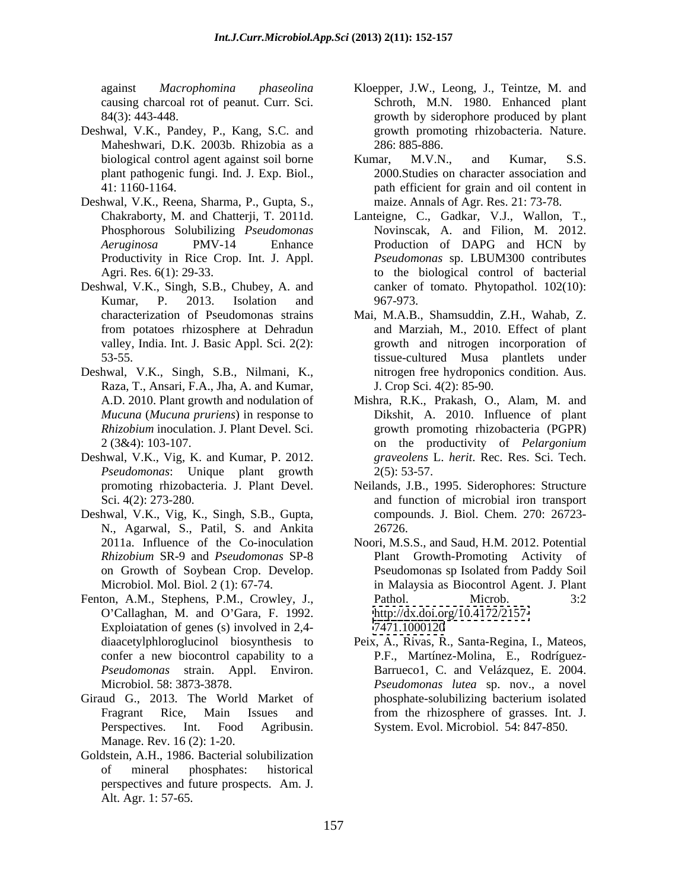against *Macrophomina phaseolina* causing charcoal rot of peanut. Curr. Sci. 84(3): 443-448.

Deshwal, V.K., Pandey, P., Kang, S.C. and Maheshwari, D.K. 2003b. Rhizobia as a biological control agent against soil borne plant pathogenic fungi. Ind. J. Exp. Biol., 41: 1160-1164.

Deshwal, V.K., Reena, Sharma, P., Gupta, S., Chakraborty, M. and Chatterji, T. 2011d. Phosphorous Solubilizing *Pseudomonas Aeruginosa* PMV-14 Enhance Productivity in Rice Crop. Int. J. Appl. Agri. Res. 6(1): 29-33.

Deshwal, V.K., Singh, S.B., Chubey, A. and Kumar, P. 2013. Isolation and characterization of Pseudomonas strains from potatoes rhizosphere at Dehradun valley, India. Int. J. Basic Appl. Sci. 2(2): 53-55.

Deshwal, V.K., Singh, S.B., Nilmani, K., Raza, T., Ansari, F.A., Jha, A. and Kumar, A.D. 2010. Plant growth and nodulation of *Mucuna* (*Mucuna pruriens*) in response to *Rhizobium* inoculation. J. Plant Devel. Sci. 2 (3&4): 103-107.

Deshwal, V.K., Vig, K. and Kumar, P. 2012. *Pseudomonas*: Unique plant growth promoting rhizobacteria. J. Plant Devel. Sci. 4(2): 273-280.

Deshwal, V.K., Vig, K., Singh, S.B., Gupta, N., Agarwal, S., Patil, S. and Ankita 2011a. Influence of the Co-inoculation *Rhizobium* SR-9 and *Pseudomonas* SP-8 on Growth of Soybean Crop. Develop. Microbiol. Mol. Biol. 2 (1): 67-74.

Fenton, A.M., Stephens, P.M., Crowley, J., O'Callaghan, M. and O'Gara, F. 1992. Exploiatation of genes (s) involved in 2,4-diaacetylphloroglucinol biosynthesis to confer a new biocontrol capability to a *Pseudomonas* strain. Appl. Environ. Microbiol. 58: 3873-3878.

Giraud G., 2013. The World Market of Fragrant Rice, Main Issues and Perspectives. Int. Food Agribusin. Manage. Rev. 16 (2): 1-20.

Goldstein, A.H., 1986. Bacterial solubilization of mineral phosphates: historical perspectives and future prospects. Am. J. Alt. Agr. 1: 57-65.

Kloepper, J.W., Leong, J., Teintze, M. and Schroth, M.N. 1980. Enhanced plant growth by siderophore produced by plant growth promoting rhizobacteria. Nature. 286: 885-886.

Kumar, M.V.N., and Kumar, S.S. 2000.Studies on character association and path efficient for grain and oil content in maize. Annals of Agr. Res. 21: 73-78.

Lanteigne, C., Gadkar, V.J., Wallon, T., Novinscak, A. and Filion, M. 2012. Production of DAPG and HCN by *Pseudomonas* sp. LBUM300 contributes to the biological control of bacterial canker of tomato. Phytopathol. 102(10): 967-973.

Mai, M.A.B., Shamsuddin, Z.H., Wahab, Z. and Marziah, M., 2010. Effect of plant growth and nitrogen incorporation of tissue-cultured Musa plantlets under nitrogen free hydroponics condition. Aus. J. Crop Sci. 4(2): 85-90.

Mishra, R.K., Prakash, O., Alam, M. and Dikshit, A. 2010. Influence of plant growth promoting rhizobacteria (PGPR) on the productivity of *Pelargonium graveolens* L. *herit*. Rec. Res. Sci. Tech. 2(5): 53-57.

Neilands, J.B., 1995. Siderophores: Structure and function of microbial iron transport compounds. J. Biol. Chem. 270: 26723-26726.

Noori, M.S.S., and Saud, H.M. 2012. Potential Plant Growth-Promoting Activity of Pseudomonas sp Isolated from Paddy Soil in Malaysia as Biocontrol Agent. J. Plant Pathol. Microb. 3:2 http://dx.doi.org/10.4172/2157-7471.1000120

Peix, A., Rivas, R., Santa-Regina, I., Mateos, P.F., Martínez-Molina, E., Rodríguez-Barrueco1, C. and Velázquez, E. 2004. *Pseudomonas lutea* sp. nov., a novel phosphate-solubilizing bacterium isolated from the rhizosphere of grasses. Int. J. System. Evol. Microbiol. 54: 847-850.